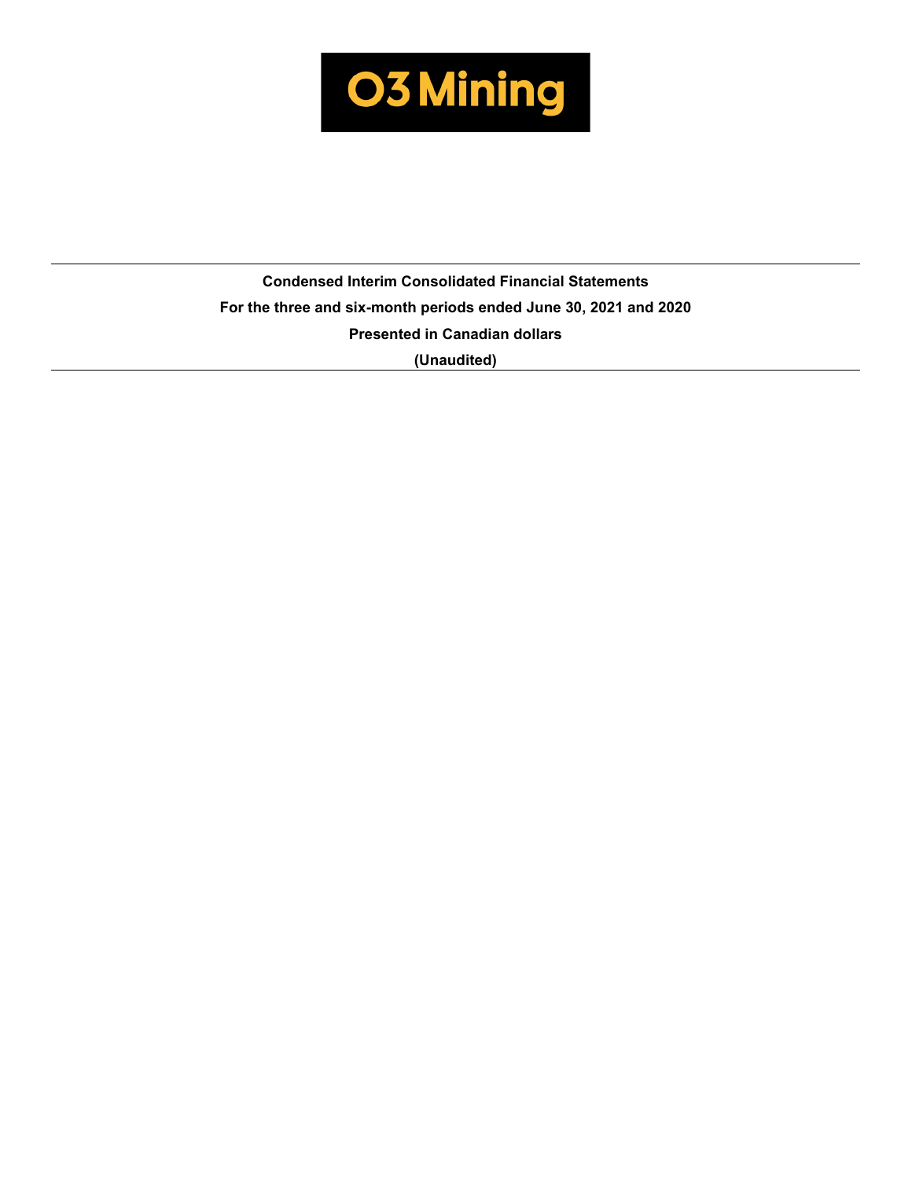# O3 Mining

**Condensed Interim Consolidated Financial Statements**

**For the three and six-month periods ended June 30, 2021 and 2020**

**Presented in Canadian dollars**

**(Unaudited)**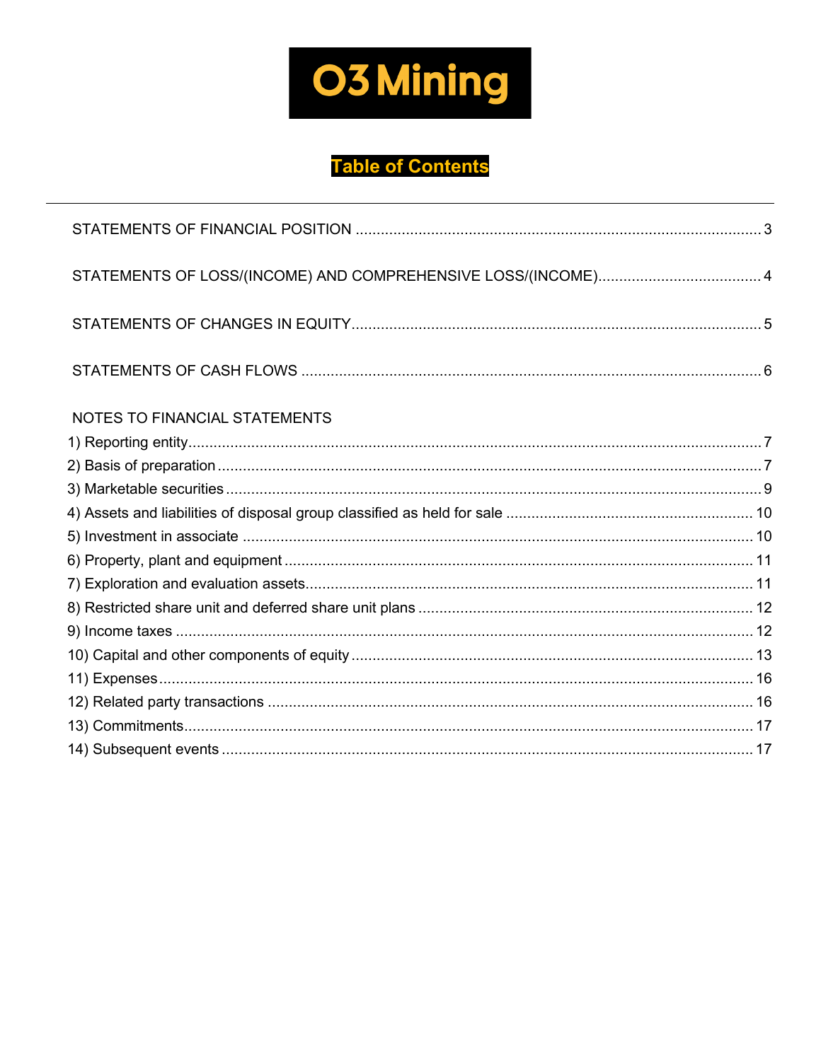# O3 Mining

## Table of Contents

---

STATEMENTS OF FINANCIAL POSITION ........................................................................................ 3

STATEMENTS OF LOSS/(INCOME) AND COMPREHENSIVE LOSS/(INCOME)........................................ 4

STATEMENTS OF CHANGES IN EQUITY................................................................................................ 5

STATEMENTS OF CASH FLOWS ............................................................................................................ 6

NOTES TO FINANCIAL STATEMENTS

1) Reporting entity....................................................................................................................... 7
2) Basis of preparation ................................................................................................................ 7
3) Marketable securities .............................................................................................................. 9
4) Assets and liabilities of disposal group classified as held for sale .......................................... 10
5) Investment in associate ......................................................................................................... 10
6) Property, plant and equipment ............................................................................................... 11
7) Exploration and evaluation assets.......................................................................................... 11
8) Restricted share unit and deferred share unit plans ............................................................... 12
9) Income taxes ......................................................................................................................... 12
10) Capital and other components of equity ............................................................................... 13
11) Expenses............................................................................................................................. 16
12) Related party transactions .................................................................................................. 16
13) Commitments....................................................................................................................... 17
14) Subsequent events .............................................................................................................. 17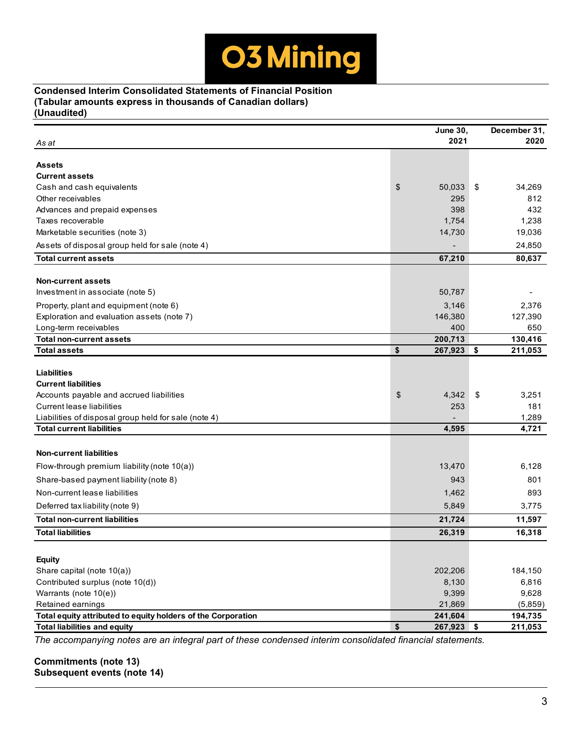O3 Mining

**Condensed Interim Consolidated Statements of Financial Position**
**(Tabular amounts express in thousands of Canadian dollars)**
**(Unaudited)**

| *As at* | June 30, 2021 | December 31, 2020 |
|---|---|---|
| **Assets** | | |
| **Current assets** | | |
| Cash and cash equivalents | $ 50,033 | $ 34,269 |
| Other receivables | 295 | 812 |
| Advances and prepaid expenses | 398 | 432 |
| Taxes recoverable | 1,754 | 1,238 |
| Marketable securities (note 3) | 14,730 | 19,036 |
| Assets of disposal group held for sale (note 4) | - | 24,850 |
| **Total current assets** | **67,210** | **80,637** |
| **Non-current assets** | | |
| Investment in associate (note 5) | 50,787 | - |
| Property, plant and equipment (note 6) | 3,146 | 2,376 |
| Exploration and evaluation assets (note 7) | 146,380 | 127,390 |
| Long-term receivables | 400 | 650 |
| **Total non-current assets** | **200,713** | **130,416** |
| **Total assets** | **$ 267,923** | **$ 211,053** |
| **Liabilities** | | |
| **Current liabilities** | | |
| Accounts payable and accrued liabilities | $ 4,342 | $ 3,251 |
| Current lease liabilities | 253 | 181 |
| Liabilities of disposal group held for sale (note 4) | - | 1,289 |
| **Total current liabilities** | **4,595** | **4,721** |
| **Non-current liabilities** | | |
| Flow-through premium liability (note 10(a)) | 13,470 | 6,128 |
| Share-based payment liability (note 8) | 943 | 801 |
| Non-current lease liabilities | 1,462 | 893 |
| Deferred tax liability (note 9) | 5,849 | 3,775 |
| **Total non-current liabilities** | **21,724** | **11,597** |
| **Total liabilities** | **26,319** | **16,318** |
| **Equity** | | |
| Share capital (note 10(a)) | 202,206 | 184,150 |
| Contributed surplus (note 10(d)) | 8,130 | 6,816 |
| Warrants (note 10(e)) | 9,399 | 9,628 |
| Retained earnings | 21,869 | (5,859) |
| **Total equity attributed to equity holders of the Corporation** | **241,604** | **194,735** |
| **Total liabilities and equity** | **$ 267,923** | **$ 211,053** |

*The accompanying notes are an integral part of these condensed interim consolidated financial statements.*

**Commitments (note 13)**
**Subsequent events (note 14)**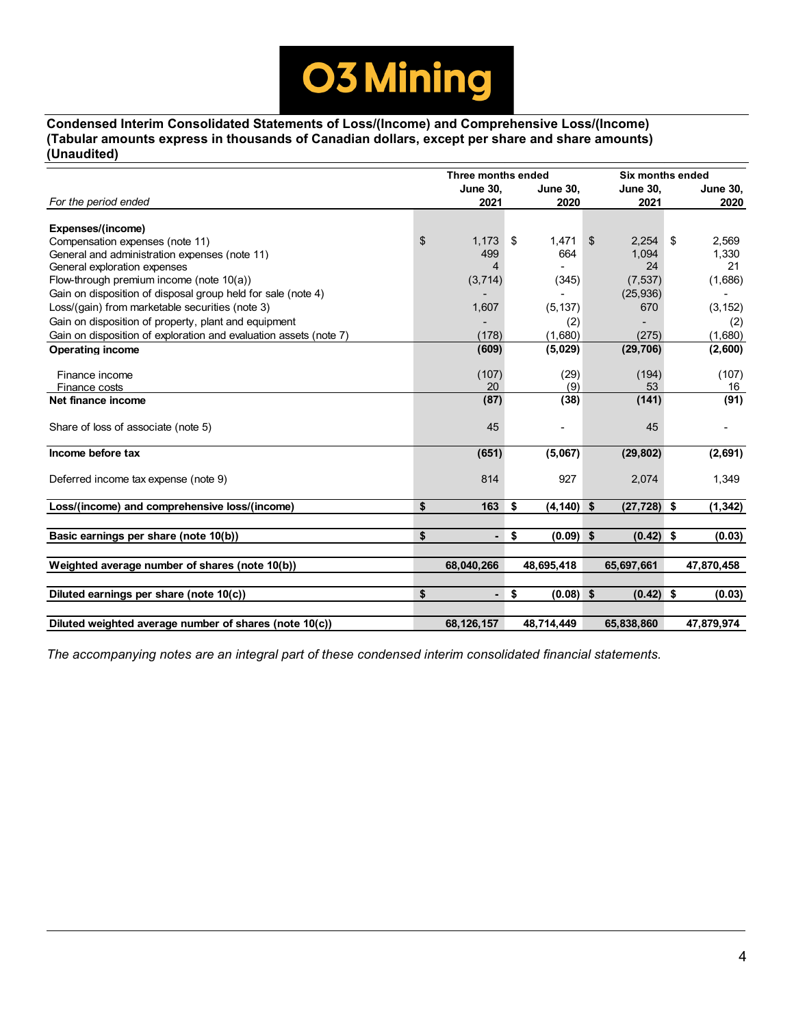O3 Mining

**Condensed Interim Consolidated Statements of Loss/(Income) and Comprehensive Loss/(Income)**
**(Tabular amounts express in thousands of Canadian dollars, except per share and share amounts)**
**(Unaudited)**

| | Three months ended | | Six months ended | |
|---|---|---|---|---|
| *For the period ended* | **June 30, 2021** | **June 30, 2020** | **June 30, 2021** | **June 30, 2020** |
| **Expenses/(income)** | | | | |
| Compensation expenses (note 11) | $ 1,173 | $ 1,471 | $ 2,254 | $ 2,569 |
| General and administration expenses (note 11) | 499 | 664 | 1,094 | 1,330 |
| General exploration expenses | 4 | - | 24 | 21 |
| Flow-through premium income (note 10(a)) | (3,714) | (345) | (7,537) | (1,686) |
| Gain on disposition of disposal group held for sale (note 4) | - | - | (25,936) | - |
| Loss/(gain) from marketable securities (note 3) | 1,607 | (5,137) | 670 | (3,152) |
| Gain on disposition of property, plant and equipment | - | (2) | - | (2) |
| Gain on disposition of exploration and evaluation assets (note 7) | (178) | (1,680) | (275) | (1,680) |
| **Operating income** | **(609)** | **(5,029)** | **(29,706)** | **(2,600)** |
| Finance income | (107) | (29) | (194) | (107) |
| Finance costs | 20 | (9) | 53 | 16 |
| **Net finance income** | **(87)** | **(38)** | **(141)** | **(91)** |
| Share of loss of associate (note 5) | 45 | - | 45 | - |
| **Income before tax** | **(651)** | **(5,067)** | **(29,802)** | **(2,691)** |
| Deferred income tax expense (note 9) | 814 | 927 | 2,074 | 1,349 |
| **Loss/(income) and comprehensive loss/(income)** | **$ 163** | **$ (4,140)** | **$ (27,728)** | **$ (1,342)** |
| **Basic earnings per share (note 10(b))** | **$ -** | **$ (0.09)** | **$ (0.42)** | **$ (0.03)** |
| **Weighted average number of shares (note 10(b))** | **68,040,266** | **48,695,418** | **65,697,661** | **47,870,458** |
| **Diluted earnings per share (note 10(c))** | **$ -** | **$ (0.08)** | **$ (0.42)** | **$ (0.03)** |
| **Diluted weighted average number of shares (note 10(c))** | **68,126,157** | **48,714,449** | **65,838,860** | **47,879,974** |

*The accompanying notes are an integral part of these condensed interim consolidated financial statements.*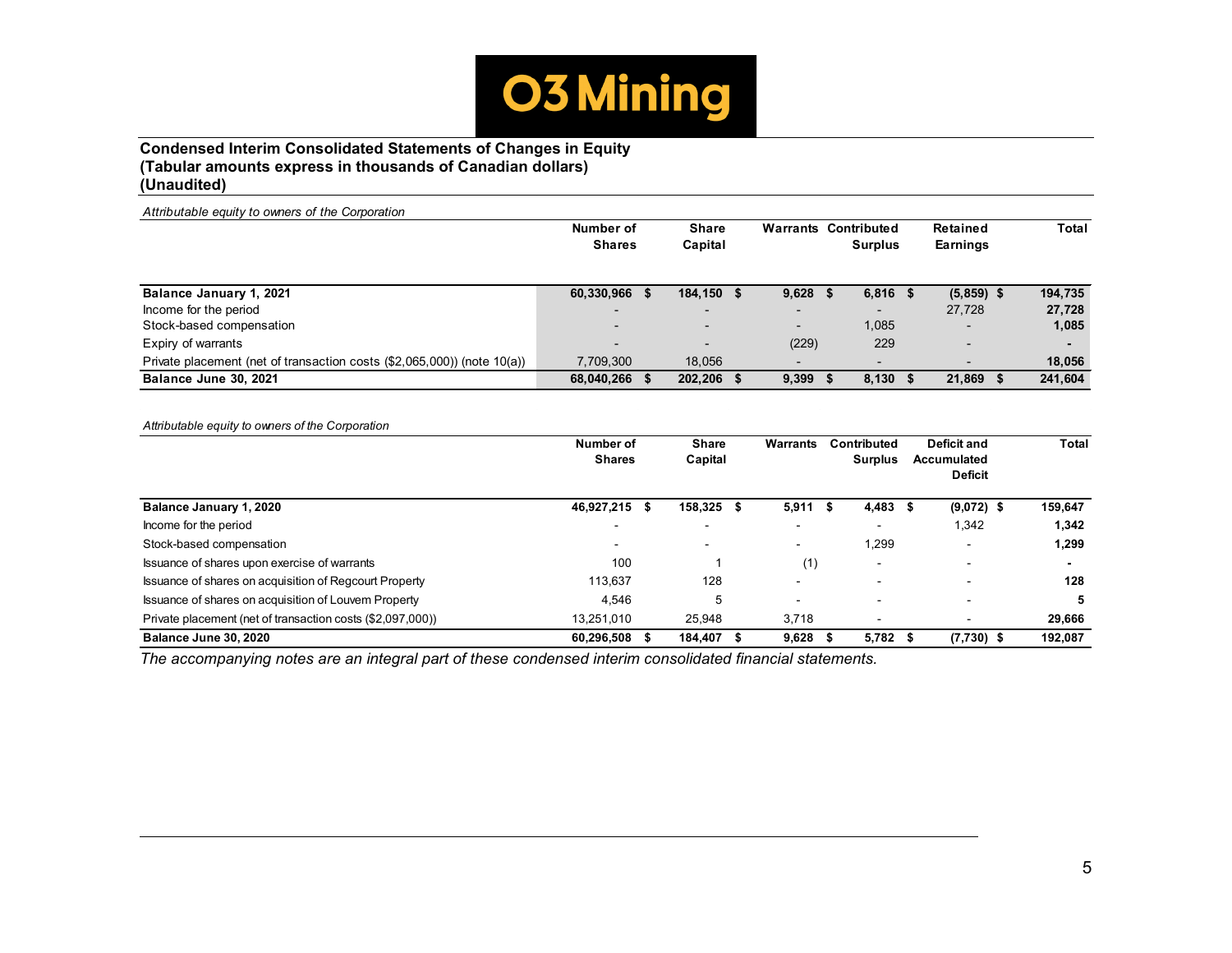# O3 Mining

**Condensed Interim Consolidated Statements of Changes in Equity**
**(Tabular amounts express in thousands of Canadian dollars)**
**(Unaudited)**

*Attributable equity to owners of the Corporation*

| | Number of Shares | Share Capital | Warrants | Contributed Surplus | Retained Earnings | Total |
|---|---|---|---|---|---|---|
| **Balance January 1, 2021** | **60,330,966** | **$ 184,150** | **$ 9,628** | **$ 6,816** | **$ (5,859)** | **$ 194,735** |
| Income for the period | - | - | - | - | 27,728 | **27,728** |
| Stock-based compensation | - | - | - | 1,085 | - | **1,085** |
| Expiry of warrants | - | - | (229) | 229 | - | **-** |
| Private placement (net of transaction costs ($2,065,000)) (note 10(a)) | 7,709,300 | 18,056 | - | - | - | **18,056** |
| **Balance June 30, 2021** | **68,040,266** | **$ 202,206** | **$ 9,399** | **$ 8,130** | **$ 21,869** | **$ 241,604** |

*Attributable equity to owners of the Corporation*

| | Number of Shares | Share Capital | Warrants | Contributed Surplus | Deficit and Accumulated Deficit | Total |
|---|---|---|---|---|---|---|
| **Balance January 1, 2020** | **46,927,215** | **$ 158,325** | **$ 5,911** | **$ 4,483** | **$ (9,072)** | **$ 159,647** |
| Income for the period | - | - | - | - | 1,342 | **1,342** |
| Stock-based compensation | - | - | - | 1,299 | - | **1,299** |
| Issuance of shares upon exercise of warrants | 100 | 1 | (1) | - | - | **-** |
| Issuance of shares on acquisition of Regcourt Property | 113,637 | 128 | - | - | - | **128** |
| Issuance of shares on acquisition of Louvem Property | 4,546 | 5 | - | - | - | **5** |
| Private placement (net of transaction costs ($2,097,000)) | 13,251,010 | 25,948 | 3,718 | - | - | **29,666** |
| **Balance June 30, 2020** | **60,296,508** | **$ 184,407** | **$ 9,628** | **$ 5,782** | **$ (7,730)** | **$ 192,087** |

*The accompanying notes are an integral part of these condensed interim consolidated financial statements.*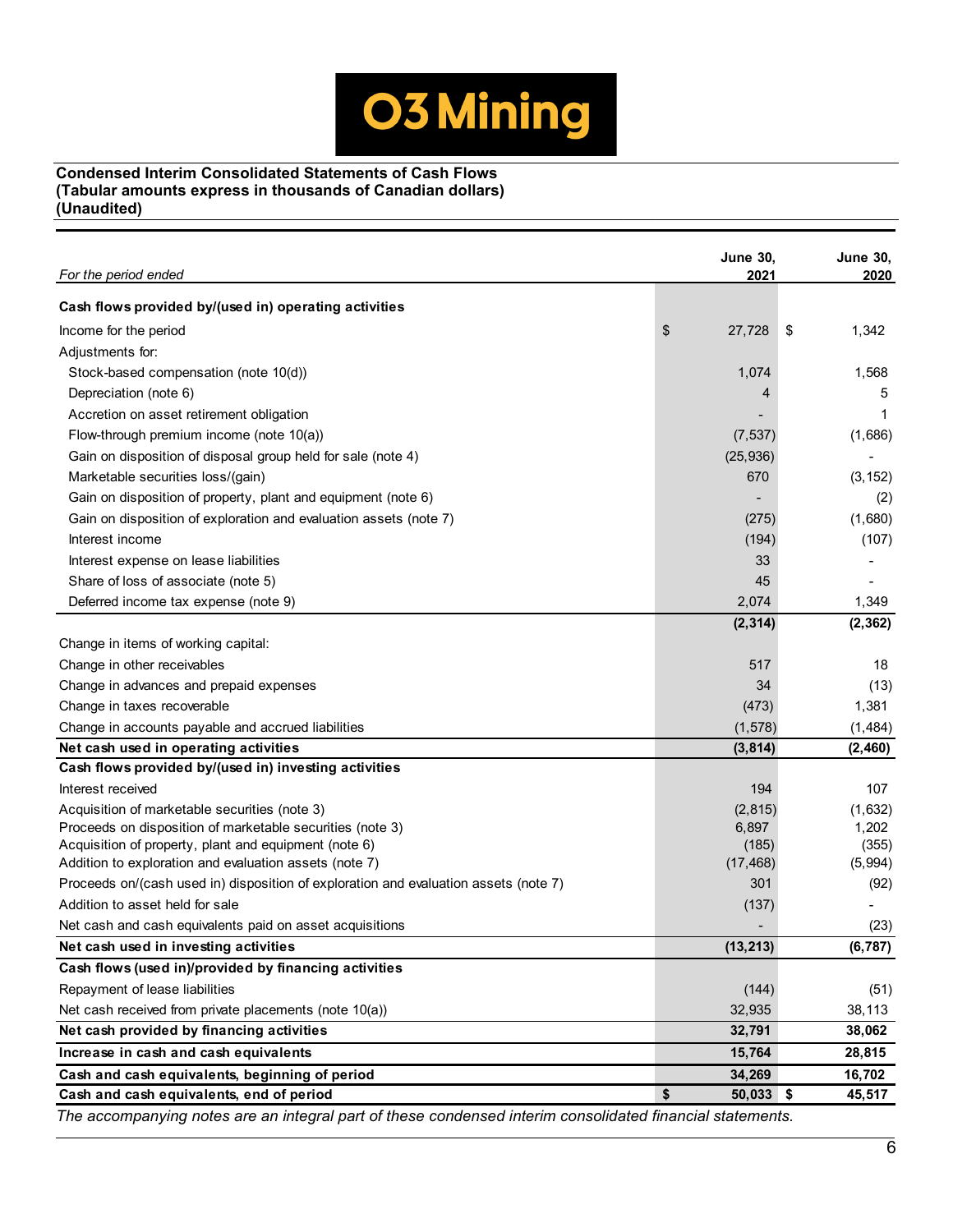O3 Mining

**Condensed Interim Consolidated Statements of Cash Flows**
**(Tabular amounts express in thousands of Canadian dollars)**
**(Unaudited)**

| *For the period ended* | **June 30, 2021** | **June 30, 2020** |
|---|---|---|
| **Cash flows provided by/(used in) operating activities** | | |
| Income for the period | $ 27,728 | $ 1,342 |
| Adjustments for: | | |
| Stock-based compensation (note 10(d)) | 1,074 | 1,568 |
| Depreciation (note 6) | 4 | 5 |
| Accretion on asset retirement obligation | - | 1 |
| Flow-through premium income (note 10(a)) | (7,537) | (1,686) |
| Gain on disposition of disposal group held for sale (note 4) | (25,936) | - |
| Marketable securities loss/(gain) | 670 | (3,152) |
| Gain on disposition of property, plant and equipment (note 6) | - | (2) |
| Gain on disposition of exploration and evaluation assets (note 7) | (275) | (1,680) |
| Interest income | (194) | (107) |
| Interest expense on lease liabilities | 33 | - |
| Share of loss of associate (note 5) | 45 | - |
| Deferred income tax expense (note 9) | 2,074 | 1,349 |
| | **(2,314)** | **(2,362)** |
| Change in items of working capital: | | |
| Change in other receivables | 517 | 18 |
| Change in advances and prepaid expenses | 34 | (13) |
| Change in taxes recoverable | (473) | 1,381 |
| Change in accounts payable and accrued liabilities | (1,578) | (1,484) |
| **Net cash used in operating activities** | **(3,814)** | **(2,460)** |
| **Cash flows provided by/(used in) investing activities** | | |
| Interest received | 194 | 107 |
| Acquisition of marketable securities (note 3) | (2,815) | (1,632) |
| Proceeds on disposition of marketable securities (note 3) | 6,897 | 1,202 |
| Acquisition of property, plant and equipment (note 6) | (185) | (355) |
| Addition to exploration and evaluation assets (note 7) | (17,468) | (5,994) |
| Proceeds on/(cash used in) disposition of exploration and evaluation assets (note 7) | 301 | (92) |
| Addition to asset held for sale | (137) | - |
| Net cash and cash equivalents paid on asset acquisitions | - | (23) |
| **Net cash used in investing activities** | **(13,213)** | **(6,787)** |
| **Cash flows (used in)/provided by financing activities** | | |
| Repayment of lease liabilities | (144) | (51) |
| Net cash received from private placements (note 10(a)) | 32,935 | 38,113 |
| **Net cash provided by financing activities** | **32,791** | **38,062** |
| **Increase in cash and cash equivalents** | **15,764** | **28,815** |
| **Cash and cash equivalents, beginning of period** | **34,269** | **16,702** |
| **Cash and cash equivalents, end of period** | **$ 50,033** | **$ 45,517** |

*The accompanying notes are an integral part of these condensed interim consolidated financial statements.*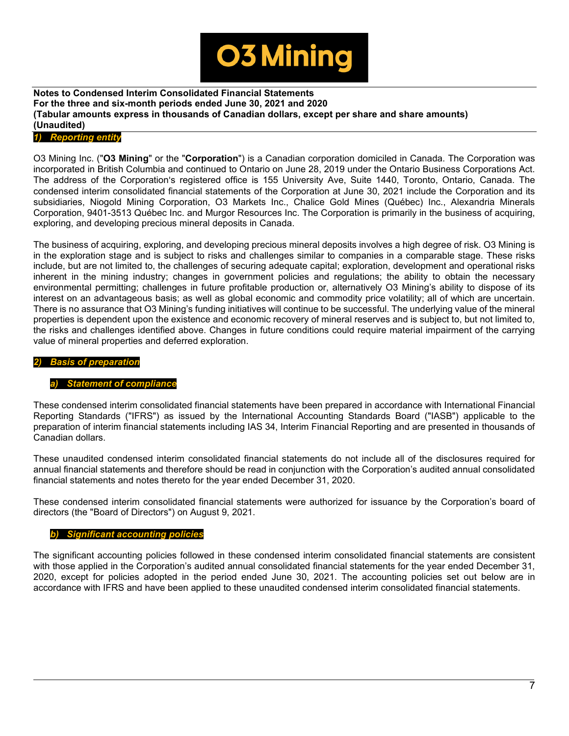**Notes to Condensed Interim Consolidated Financial Statements**
**For the three and six-month periods ended June 30, 2021 and 2020**
**(Tabular amounts express in thousands of Canadian dollars, except per share and share amounts)**
**(Unaudited)**

## 1) Reporting entity

O3 Mining Inc. ("**O3 Mining**" or the "**Corporation**") is a Canadian corporation domiciled in Canada. The Corporation was incorporated in British Columbia and continued to Ontario on June 28, 2019 under the Ontario Business Corporations Act. The address of the Corporation's registered office is 155 University Ave, Suite 1440, Toronto, Ontario, Canada. The condensed interim consolidated financial statements of the Corporation at June 30, 2021 include the Corporation and its subsidiaries, Niogold Mining Corporation, O3 Markets Inc., Chalice Gold Mines (Québec) Inc., Alexandria Minerals Corporation, 9401-3513 Québec Inc. and Murgor Resources Inc. The Corporation is primarily in the business of acquiring, exploring, and developing precious mineral deposits in Canada.

The business of acquiring, exploring, and developing precious mineral deposits involves a high degree of risk. O3 Mining is in the exploration stage and is subject to risks and challenges similar to companies in a comparable stage. These risks include, but are not limited to, the challenges of securing adequate capital; exploration, development and operational risks inherent in the mining industry; changes in government policies and regulations; the ability to obtain the necessary environmental permitting; challenges in future profitable production or, alternatively O3 Mining's ability to dispose of its interest on an advantageous basis; as well as global economic and commodity price volatility; all of which are uncertain. There is no assurance that O3 Mining's funding initiatives will continue to be successful. The underlying value of the mineral properties is dependent upon the existence and economic recovery of mineral reserves and is subject to, but not limited to, the risks and challenges identified above. Changes in future conditions could require material impairment of the carrying value of mineral properties and deferred exploration.

## 2) Basis of preparation

### a) Statement of compliance

These condensed interim consolidated financial statements have been prepared in accordance with International Financial Reporting Standards ("IFRS") as issued by the International Accounting Standards Board ("IASB") applicable to the preparation of interim financial statements including IAS 34, Interim Financial Reporting and are presented in thousands of Canadian dollars.

These unaudited condensed interim consolidated financial statements do not include all of the disclosures required for annual financial statements and therefore should be read in conjunction with the Corporation's audited annual consolidated financial statements and notes thereto for the year ended December 31, 2020.

These condensed interim consolidated financial statements were authorized for issuance by the Corporation's board of directors (the "Board of Directors") on August 9, 2021.

### b) Significant accounting policies

The significant accounting policies followed in these condensed interim consolidated financial statements are consistent with those applied in the Corporation's audited annual consolidated financial statements for the year ended December 31, 2020, except for policies adopted in the period ended June 30, 2021. The accounting policies set out below are in accordance with IFRS and have been applied to these unaudited condensed interim consolidated financial statements.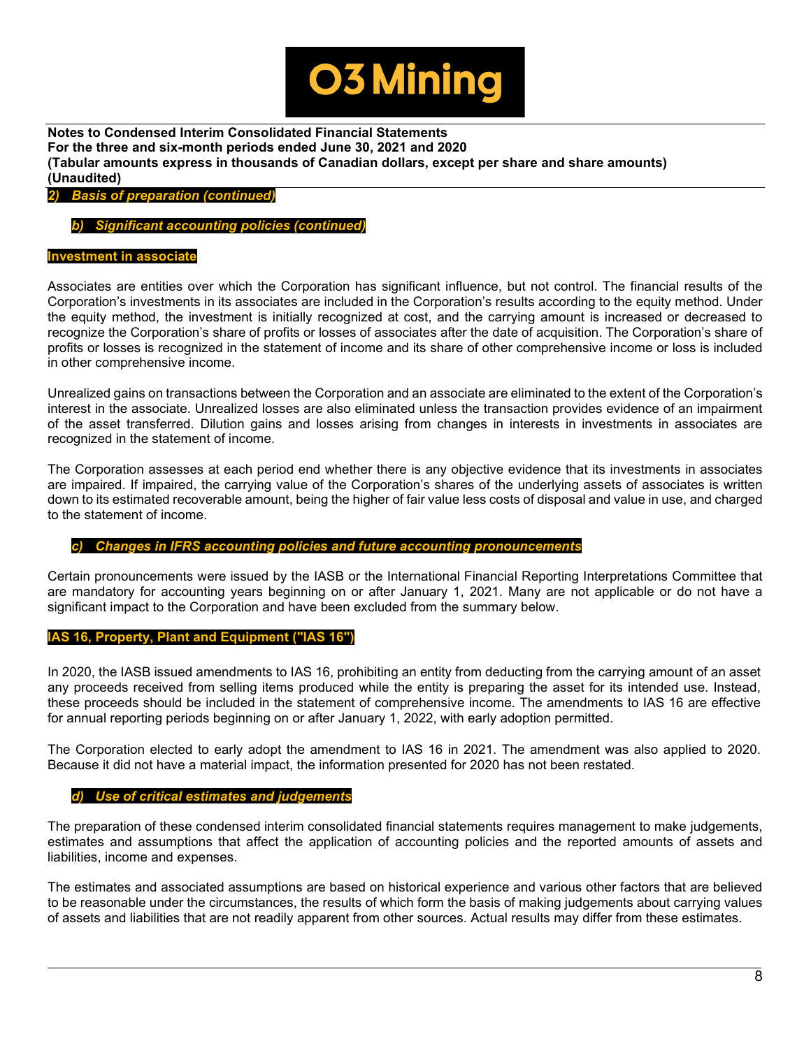## 2) Basis of preparation (continued)

### b) Significant accounting policies (continued)

#### Investment in associate

Associates are entities over which the Corporation has significant influence, but not control. The financial results of the Corporation's investments in its associates are included in the Corporation's results according to the equity method. Under the equity method, the investment is initially recognized at cost, and the carrying amount is increased or decreased to recognize the Corporation's share of profits or losses of associates after the date of acquisition. The Corporation's share of profits or losses is recognized in the statement of income and its share of other comprehensive income or loss is included in other comprehensive income.

Unrealized gains on transactions between the Corporation and an associate are eliminated to the extent of the Corporation's interest in the associate. Unrealized losses are also eliminated unless the transaction provides evidence of an impairment of the asset transferred. Dilution gains and losses arising from changes in interests in investments in associates are recognized in the statement of income.

The Corporation assesses at each period end whether there is any objective evidence that its investments in associates are impaired. If impaired, the carrying value of the Corporation's shares of the underlying assets of associates is written down to its estimated recoverable amount, being the higher of fair value less costs of disposal and value in use, and charged to the statement of income.

### c) Changes in IFRS accounting policies and future accounting pronouncements

Certain pronouncements were issued by the IASB or the International Financial Reporting Interpretations Committee that are mandatory for accounting years beginning on or after January 1, 2021. Many are not applicable or do not have a significant impact to the Corporation and have been excluded from the summary below.

#### IAS 16, Property, Plant and Equipment ("IAS 16")

In 2020, the IASB issued amendments to IAS 16, prohibiting an entity from deducting from the carrying amount of an asset any proceeds received from selling items produced while the entity is preparing the asset for its intended use. Instead, these proceeds should be included in the statement of comprehensive income. The amendments to IAS 16 are effective for annual reporting periods beginning on or after January 1, 2022, with early adoption permitted.

The Corporation elected to early adopt the amendment to IAS 16 in 2021. The amendment was also applied to 2020. Because it did not have a material impact, the information presented for 2020 has not been restated.

### d) Use of critical estimates and judgements

The preparation of these condensed interim consolidated financial statements requires management to make judgements, estimates and assumptions that affect the application of accounting policies and the reported amounts of assets and liabilities, income and expenses.

The estimates and associated assumptions are based on historical experience and various other factors that are believed to be reasonable under the circumstances, the results of which form the basis of making judgements about carrying values of assets and liabilities that are not readily apparent from other sources. Actual results may differ from these estimates.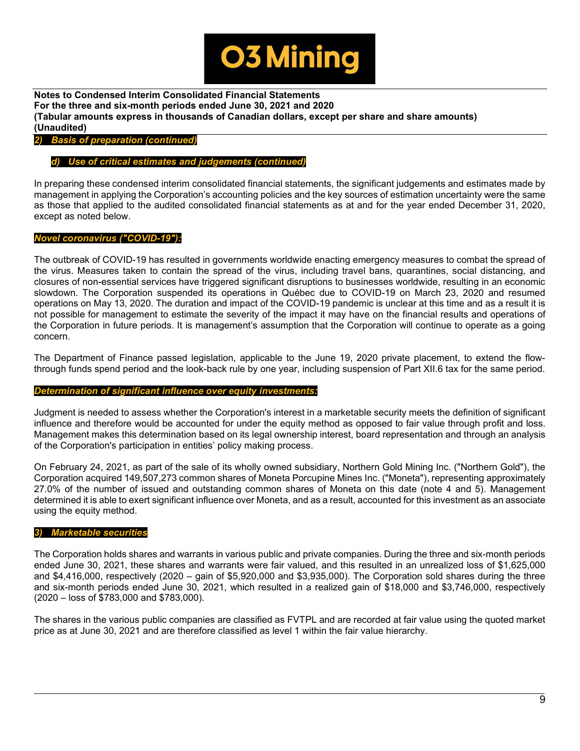## 2) Basis of preparation (continued)

### d) Use of critical estimates and judgements (continued)

In preparing these condensed interim consolidated financial statements, the significant judgements and estimates made by management in applying the Corporation's accounting policies and the key sources of estimation uncertainty were the same as those that applied to the audited consolidated financial statements as at and for the year ended December 31, 2020, except as noted below.

***Novel coronavirus ("COVID-19"):***

The outbreak of COVID-19 has resulted in governments worldwide enacting emergency measures to combat the spread of the virus. Measures taken to contain the spread of the virus, including travel bans, quarantines, social distancing, and closures of non-essential services have triggered significant disruptions to businesses worldwide, resulting in an economic slowdown. The Corporation suspended its operations in Québec due to COVID-19 on March 23, 2020 and resumed operations on May 13, 2020. The duration and impact of the COVID-19 pandemic is unclear at this time and as a result it is not possible for management to estimate the severity of the impact it may have on the financial results and operations of the Corporation in future periods. It is management's assumption that the Corporation will continue to operate as a going concern.

The Department of Finance passed legislation, applicable to the June 19, 2020 private placement, to extend the flow-through funds spend period and the look-back rule by one year, including suspension of Part XII.6 tax for the same period.

***Determination of significant influence over equity investments:***

Judgment is needed to assess whether the Corporation's interest in a marketable security meets the definition of significant influence and therefore would be accounted for under the equity method as opposed to fair value through profit and loss. Management makes this determination based on its legal ownership interest, board representation and through an analysis of the Corporation's participation in entities' policy making process.

On February 24, 2021, as part of the sale of its wholly owned subsidiary, Northern Gold Mining Inc. ("Northern Gold"), the Corporation acquired 149,507,273 common shares of Moneta Porcupine Mines Inc. ("Moneta"), representing approximately 27.0% of the number of issued and outstanding common shares of Moneta on this date (note 4 and 5). Management determined it is able to exert significant influence over Moneta, and as a result, accounted for this investment as an associate using the equity method.

## 3) Marketable securities

The Corporation holds shares and warrants in various public and private companies. During the three and six-month periods ended June 30, 2021, these shares and warrants were fair valued, and this resulted in an unrealized loss of $1,625,000 and $4,416,000, respectively (2020 – gain of $5,920,000 and $3,935,000). The Corporation sold shares during the three and six-month periods ended June 30, 2021, which resulted in a realized gain of $18,000 and $3,746,000, respectively (2020 – loss of $783,000 and $783,000).

The shares in the various public companies are classified as FVTPL and are recorded at fair value using the quoted market price as at June 30, 2021 and are therefore classified as level 1 within the fair value hierarchy.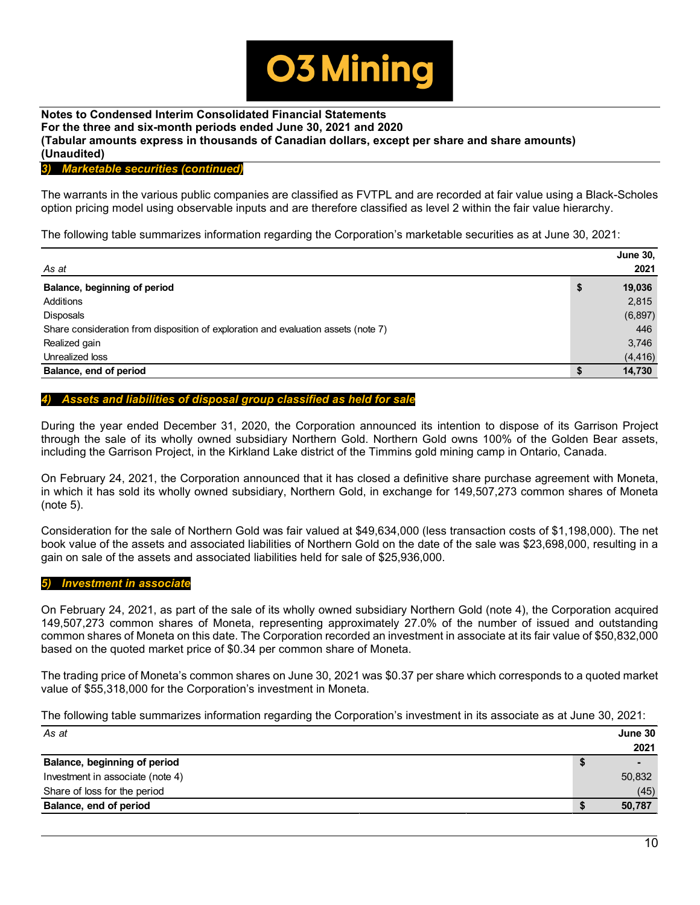**Notes to Condensed Interim Consolidated Financial Statements**
**For the three and six-month periods ended June 30, 2021 and 2020**
**(Tabular amounts express in thousands of Canadian dollars, except per share and share amounts)**
**(Unaudited)**

## *3) Marketable securities (continued)*

The warrants in the various public companies are classified as FVTPL and are recorded at fair value using a Black-Scholes option pricing model using observable inputs and are therefore classified as level 2 within the fair value hierarchy.

The following table summarizes information regarding the Corporation's marketable securities as at June 30, 2021:

| *As at* | | **June 30, 2021** |
|---|---|---|
| **Balance, beginning of period** | **$** | **19,036** |
| Additions | | 2,815 |
| Disposals | | (6,897) |
| Share consideration from disposition of exploration and evaluation assets (note 7) | | 446 |
| Realized gain | | 3,746 |
| Unrealized loss | | (4,416) |
| **Balance, end of period** | **$** | **14,730** |

## *4) Assets and liabilities of disposal group classified as held for sale*

During the year ended December 31, 2020, the Corporation announced its intention to dispose of its Garrison Project through the sale of its wholly owned subsidiary Northern Gold. Northern Gold owns 100% of the Golden Bear assets, including the Garrison Project, in the Kirkland Lake district of the Timmins gold mining camp in Ontario, Canada.

On February 24, 2021, the Corporation announced that it has closed a definitive share purchase agreement with Moneta, in which it has sold its wholly owned subsidiary, Northern Gold, in exchange for 149,507,273 common shares of Moneta (note 5).

Consideration for the sale of Northern Gold was fair valued at $49,634,000 (less transaction costs of $1,198,000). The net book value of the assets and associated liabilities of Northern Gold on the date of the sale was $23,698,000, resulting in a gain on sale of the assets and associated liabilities held for sale of $25,936,000.

## *5) Investment in associate*

On February 24, 2021, as part of the sale of its wholly owned subsidiary Northern Gold (note 4), the Corporation acquired 149,507,273 common shares of Moneta, representing approximately 27.0% of the number of issued and outstanding common shares of Moneta on this date. The Corporation recorded an investment in associate at its fair value of $50,832,000 based on the quoted market price of $0.34 per common share of Moneta.

The trading price of Moneta's common shares on June 30, 2021 was $0.37 per share which corresponds to a quoted market value of $55,318,000 for the Corporation's investment in Moneta.

The following table summarizes information regarding the Corporation's investment in its associate as at June 30, 2021:

| *As at* | | **June 30 2021** |
|---|---|---|
| **Balance, beginning of period** | **$** | **-** |
| Investment in associate (note 4) | | 50,832 |
| Share of loss for the period | | (45) |
| **Balance, end of period** | **$** | **50,787** |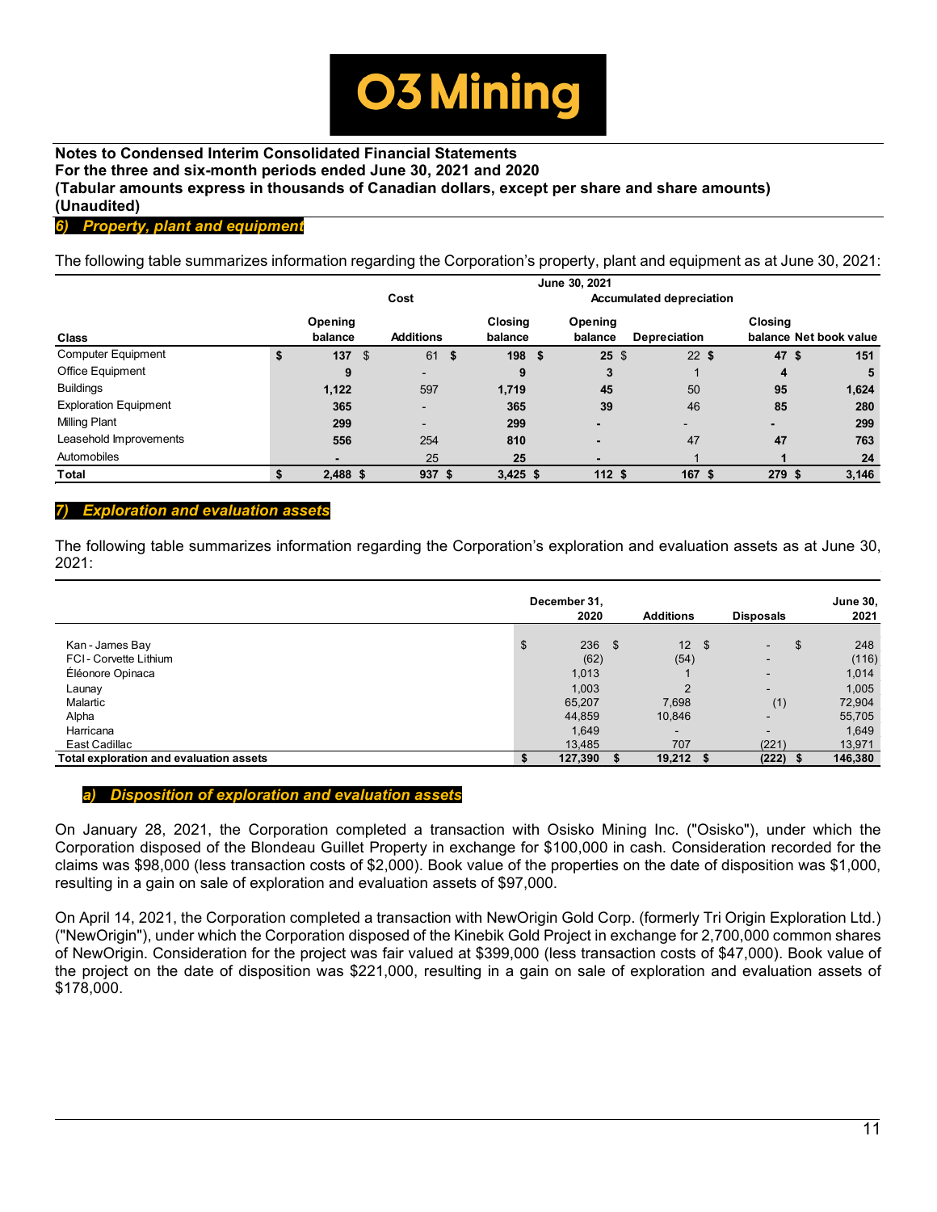Notes to Condensed Interim Consolidated Financial Statements
For the three and six-month periods ended June 30, 2021 and 2020
(Tabular amounts express in thousands of Canadian dollars, except per share and share amounts)
(Unaudited)

## 6) Property, plant and equipment

The following table summarizes information regarding the Corporation's property, plant and equipment as at June 30, 2021:

| | June 30, 2021 | | | | | | |
|---|---|---|---|---|---|---|---|
| | Cost | | | Accumulated depreciation | | | |
| Class | Opening balance | Additions | Closing balance | Opening balance | Depreciation | Closing balance | Net book value |
| Computer Equipment | $ 137 | $ 61 | $ 198 | $ 25 | $ 22 | $ 47 | $ 151 |
| Office Equipment | 9 | - | 9 | 3 | 1 | 4 | 5 |
| Buildings | 1,122 | 597 | 1,719 | 45 | 50 | 95 | 1,624 |
| Exploration Equipment | 365 | - | 365 | 39 | 46 | 85 | 280 |
| Milling Plant | 299 | - | 299 | - | - | - | 299 |
| Leasehold Improvements | 556 | 254 | 810 | - | 47 | 47 | 763 |
| Automobiles | - | 25 | 25 | - | 1 | 1 | 24 |
| **Total** | **$ 2,488** | **$ 937** | **$ 3,425** | **$ 112** | **$ 167** | **$ 279** | **$ 3,146** |

## 7) Exploration and evaluation assets

The following table summarizes information regarding the Corporation's exploration and evaluation assets as at June 30, 2021:

| | December 31, 2020 | Additions | Disposals | June 30, 2021 |
|---|---|---|---|---|
| Kan - James Bay | $ 236 | $ 12 | $ - | $ 248 |
| FCI - Corvette Lithium | (62) | (54) | - | (116) |
| Éléonore Opinaca | 1,013 | 1 | - | 1,014 |
| Launay | 1,003 | 2 | - | 1,005 |
| Malartic | 65,207 | 7,698 | (1) | 72,904 |
| Alpha | 44,859 | 10,846 | - | 55,705 |
| Harricana | 1,649 | - | - | 1,649 |
| East Cadillac | 13,485 | 707 | (221) | 13,971 |
| **Total exploration and evaluation assets** | **$ 127,390** | **$ 19,212** | **$ (222)** | **$ 146,380** |

### a) Disposition of exploration and evaluation assets

On January 28, 2021, the Corporation completed a transaction with Osisko Mining Inc. ("Osisko"), under which the Corporation disposed of the Blondeau Guillet Property in exchange for $100,000 in cash. Consideration recorded for the claims was $98,000 (less transaction costs of $2,000). Book value of the properties on the date of disposition was $1,000, resulting in a gain on sale of exploration and evaluation assets of $97,000.

On April 14, 2021, the Corporation completed a transaction with NewOrigin Gold Corp. (formerly Tri Origin Exploration Ltd.) ("NewOrigin"), under which the Corporation disposed of the Kinebik Gold Project in exchange for 2,700,000 common shares of NewOrigin. Consideration for the project was fair valued at $399,000 (less transaction costs of $47,000). Book value of the project on the date of disposition was $221,000, resulting in a gain on sale of exploration and evaluation assets of $178,000.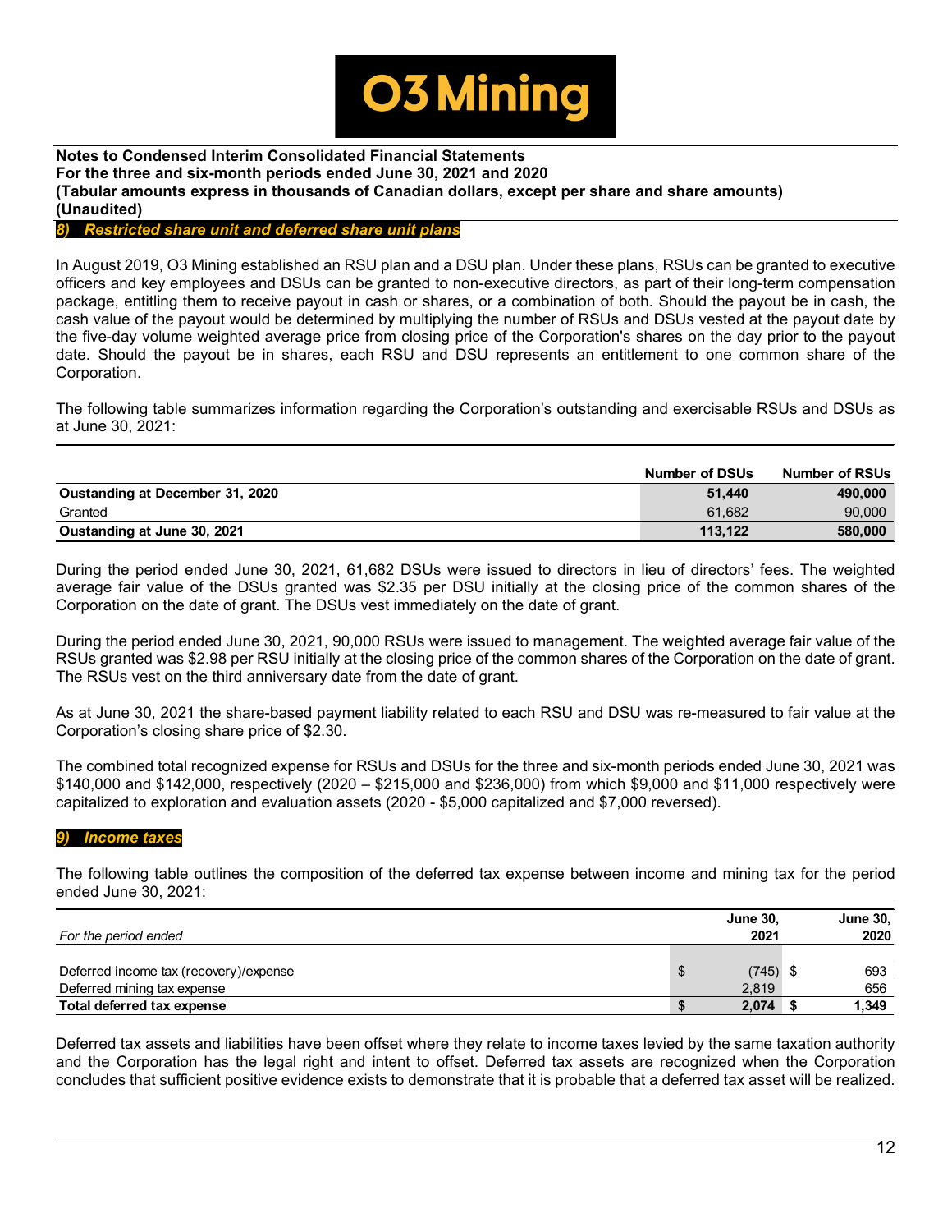**Notes to Condensed Interim Consolidated Financial Statements**
**For the three and six-month periods ended June 30, 2021 and 2020**
**(Tabular amounts express in thousands of Canadian dollars, except per share and share amounts)**
**(Unaudited)**

## *8) Restricted share unit and deferred share unit plans*

In August 2019, O3 Mining established an RSU plan and a DSU plan. Under these plans, RSUs can be granted to executive officers and key employees and DSUs can be granted to non-executive directors, as part of their long-term compensation package, entitling them to receive payout in cash or shares, or a combination of both. Should the payout be in cash, the cash value of the payout would be determined by multiplying the number of RSUs and DSUs vested at the payout date by the five-day volume weighted average price from closing price of the Corporation's shares on the day prior to the payout date. Should the payout be in shares, each RSU and DSU represents an entitlement to one common share of the Corporation.

The following table summarizes information regarding the Corporation's outstanding and exercisable RSUs and DSUs as at June 30, 2021:

| | Number of DSUs | Number of RSUs |
|---|---|---|
| **Oustanding at December 31, 2020** | **51,440** | **490,000** |
| Granted | 61,682 | 90,000 |
| **Oustanding at June 30, 2021** | **113,122** | **580,000** |

During the period ended June 30, 2021, 61,682 DSUs were issued to directors in lieu of directors' fees. The weighted average fair value of the DSUs granted was $2.35 per DSU initially at the closing price of the common shares of the Corporation on the date of grant. The DSUs vest immediately on the date of grant.

During the period ended June 30, 2021, 90,000 RSUs were issued to management. The weighted average fair value of the RSUs granted was $2.98 per RSU initially at the closing price of the common shares of the Corporation on the date of grant. The RSUs vest on the third anniversary date from the date of grant.

As at June 30, 2021 the share-based payment liability related to each RSU and DSU was re-measured to fair value at the Corporation's closing share price of $2.30.

The combined total recognized expense for RSUs and DSUs for the three and six-month periods ended June 30, 2021 was $140,000 and $142,000, respectively (2020 – $215,000 and $236,000) from which $9,000 and $11,000 respectively were capitalized to exploration and evaluation assets (2020 - $5,000 capitalized and $7,000 reversed).

## *9) Income taxes*

The following table outlines the composition of the deferred tax expense between income and mining tax for the period ended June 30, 2021:

| *For the period ended* | **June 30, 2021** | **June 30, 2020** |
|---|---|---|
| Deferred income tax (recovery)/expense | $ (745) | $ 693 |
| Deferred mining tax expense | 2,819 | 656 |
| **Total deferred tax expense** | **$ 2,074** | **$ 1,349** |

Deferred tax assets and liabilities have been offset where they relate to income taxes levied by the same taxation authority and the Corporation has the legal right and intent to offset. Deferred tax assets are recognized when the Corporation concludes that sufficient positive evidence exists to demonstrate that it is probable that a deferred tax asset will be realized.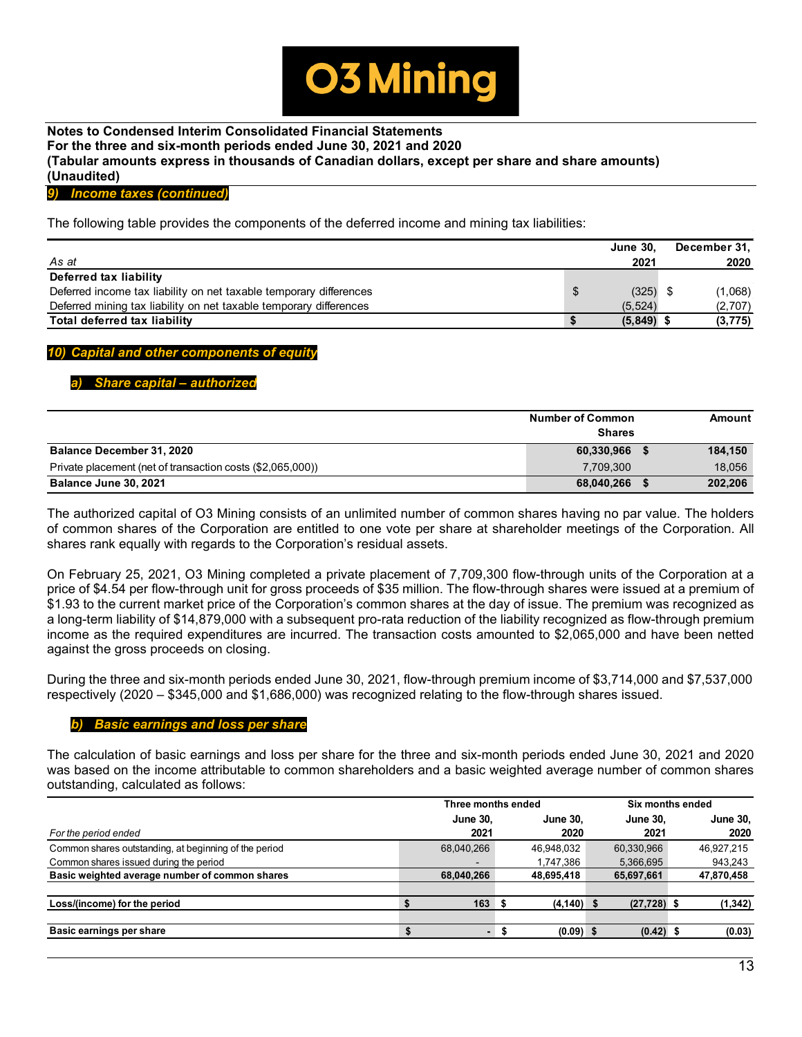**Notes to Condensed Interim Consolidated Financial Statements**
**For the three and six-month periods ended June 30, 2021 and 2020**
**(Tabular amounts express in thousands of Canadian dollars, except per share and share amounts)**
**(Unaudited)**

## 9) Income taxes (continued)

The following table provides the components of the deferred income and mining tax liabilities:

| *As at* | June 30, 2021 | December 31, 2020 |
|---|---|---|
| **Deferred tax liability** | | |
| Deferred income tax liability on net taxable temporary differences | $ (325) | $ (1,068) |
| Deferred mining tax liability on net taxable temporary differences | (5,524) | (2,707) |
| **Total deferred tax liability** | **$ (5,849)** | **$ (3,775)** |

## 10) Capital and other components of equity

### a) Share capital – authorized

| | Number of Common Shares | Amount |
|---|---|---|
| **Balance December 31, 2020** | **60,330,966** | **$ 184,150** |
| Private placement (net of transaction costs ($2,065,000)) | 7,709,300 | 18,056 |
| **Balance June 30, 2021** | **68,040,266** | **$ 202,206** |

The authorized capital of O3 Mining consists of an unlimited number of common shares having no par value. The holders of common shares of the Corporation are entitled to one vote per share at shareholder meetings of the Corporation. All shares rank equally with regards to the Corporation's residual assets.

On February 25, 2021, O3 Mining completed a private placement of 7,709,300 flow-through units of the Corporation at a price of $4.54 per flow-through unit for gross proceeds of $35 million. The flow-through shares were issued at a premium of $1.93 to the current market price of the Corporation's common shares at the day of issue. The premium was recognized as a long-term liability of $14,879,000 with a subsequent pro-rata reduction of the liability recognized as flow-through premium income as the required expenditures are incurred. The transaction costs amounted to $2,065,000 and have been netted against the gross proceeds on closing.

During the three and six-month periods ended June 30, 2021, flow-through premium income of $3,714,000 and $7,537,000 respectively (2020 – $345,000 and $1,686,000) was recognized relating to the flow-through shares issued.

### b) Basic earnings and loss per share

The calculation of basic earnings and loss per share for the three and six-month periods ended June 30, 2021 and 2020 was based on the income attributable to common shareholders and a basic weighted average number of common shares outstanding, calculated as follows:

| | Three months ended | | Six months ended | |
|---|---|---|---|---|
| *For the period ended* | June 30, 2021 | June 30, 2020 | June 30, 2021 | June 30, 2020 |
| Common shares outstanding, at beginning of the period | 68,040,266 | 46,948,032 | 60,330,966 | 46,927,215 |
| Common shares issued during the period | - | 1,747,386 | 5,366,695 | 943,243 |
| **Basic weighted average number of common shares** | **68,040,266** | **48,695,418** | **65,697,661** | **47,870,458** |
| **Loss/(income) for the period** | **$ 163** | **$ (4,140)** | **$ (27,728)** | **$ (1,342)** |
| **Basic earnings per share** | **$ -** | **$ (0.09)** | **$ (0.42)** | **$ (0.03)** |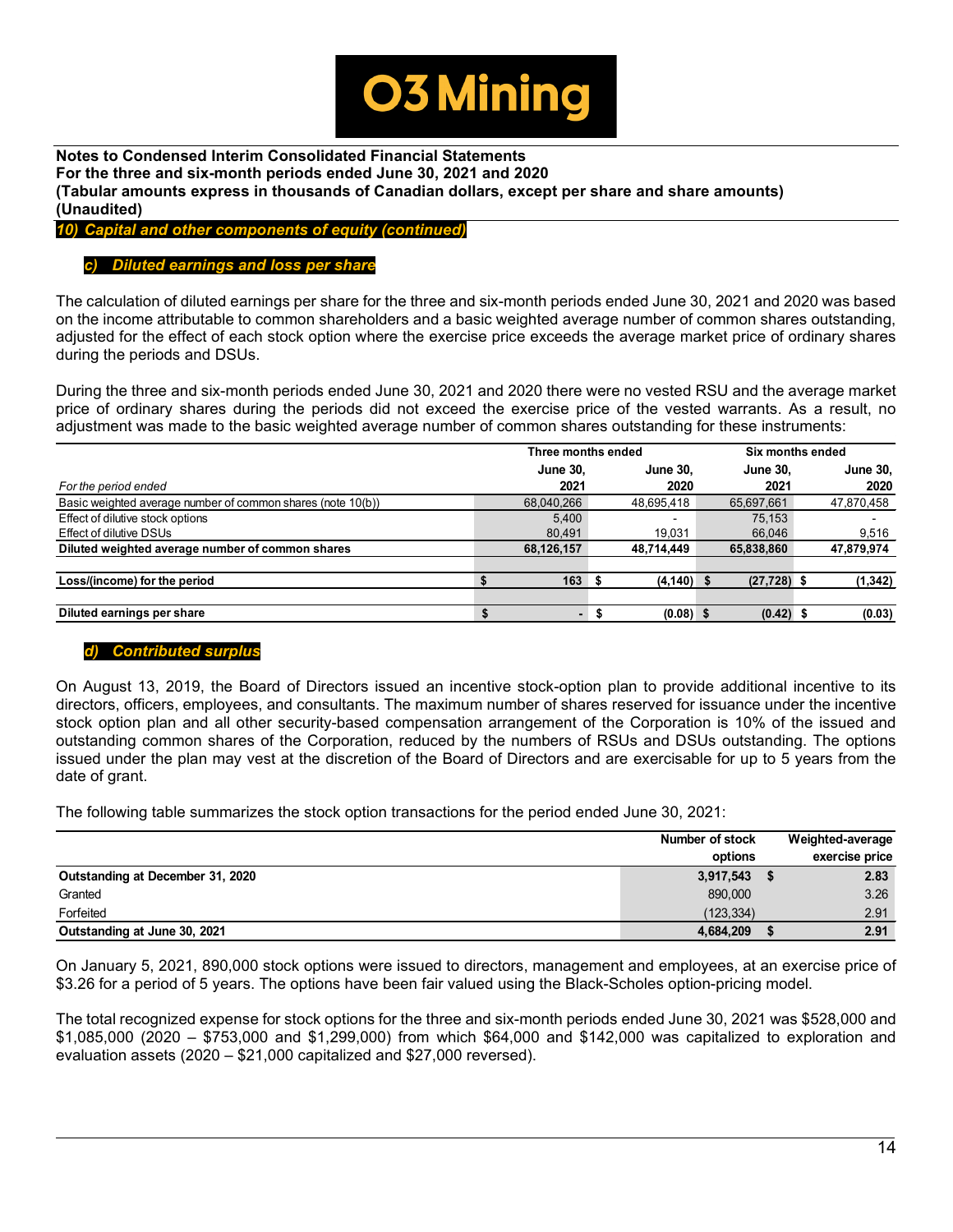**Notes to Condensed Interim Consolidated Financial Statements**
**For the three and six-month periods ended June 30, 2021 and 2020**
**(Tabular amounts express in thousands of Canadian dollars, except per share and share amounts)**
**(Unaudited)**

## *10) Capital and other components of equity (continued)*

### *c) Diluted earnings and loss per share*

The calculation of diluted earnings per share for the three and six-month periods ended June 30, 2021 and 2020 was based on the income attributable to common shareholders and a basic weighted average number of common shares outstanding, adjusted for the effect of each stock option where the exercise price exceeds the average market price of ordinary shares during the periods and DSUs.

During the three and six-month periods ended June 30, 2021 and 2020 there were no vested RSU and the average market price of ordinary shares during the periods did not exceed the exercise price of the vested warrants. As a result, no adjustment was made to the basic weighted average number of common shares outstanding for these instruments:

| | Three months ended | | Six months ended | |
|---|---|---|---|---|
| *For the period ended* | **June 30, 2021** | **June 30, 2020** | **June 30, 2021** | **June 30, 2020** |
| Basic weighted average number of common shares (note 10(b)) | 68,040,266 | 48,695,418 | 65,697,661 | 47,870,458 |
| Effect of dilutive stock options | 5,400 | - | 75,153 | - |
| Effect of dilutive DSUs | 80,491 | 19,031 | 66,046 | 9,516 |
| **Diluted weighted average number of common shares** | **68,126,157** | **48,714,449** | **65,838,860** | **47,879,974** |
| **Loss/(income) for the period** | **$ 163** | **$ (4,140)** | **$ (27,728)** | **$ (1,342)** |
| **Diluted earnings per share** | **$ -** | **$ (0.08)** | **$ (0.42)** | **$ (0.03)** |

### *d) Contributed surplus*

On August 13, 2019, the Board of Directors issued an incentive stock-option plan to provide additional incentive to its directors, officers, employees, and consultants. The maximum number of shares reserved for issuance under the incentive stock option plan and all other security-based compensation arrangement of the Corporation is 10% of the issued and outstanding common shares of the Corporation, reduced by the numbers of RSUs and DSUs outstanding. The options issued under the plan may vest at the discretion of the Board of Directors and are exercisable for up to 5 years from the date of grant.

The following table summarizes the stock option transactions for the period ended June 30, 2021:

| | Number of stock options | Weighted-average exercise price |
|---|---|---|
| **Outstanding at December 31, 2020** | **3,917,543** | **$ 2.83** |
| Granted | 890,000 | 3.26 |
| Forfeited | (123,334) | 2.91 |
| **Outstanding at June 30, 2021** | **4,684,209** | **$ 2.91** |

On January 5, 2021, 890,000 stock options were issued to directors, management and employees, at an exercise price of $3.26 for a period of 5 years. The options have been fair valued using the Black-Scholes option-pricing model.

The total recognized expense for stock options for the three and six-month periods ended June 30, 2021 was $528,000 and $1,085,000 (2020 – $753,000 and $1,299,000) from which $64,000 and $142,000 was capitalized to exploration and evaluation assets (2020 – $21,000 capitalized and $27,000 reversed).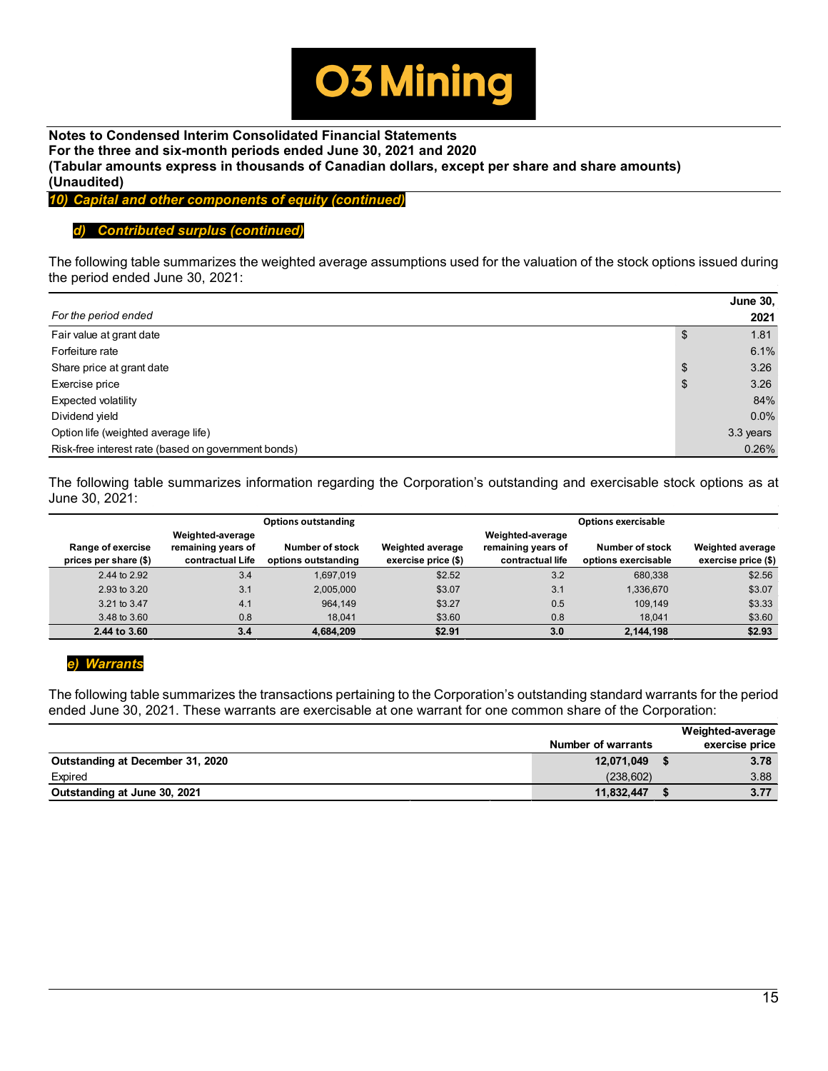## 10) Capital and other components of equity (continued)

### d) Contributed surplus (continued)

The following table summarizes the weighted average assumptions used for the valuation of the stock options issued during the period ended June 30, 2021:

| *For the period ended* | June 30, 2021 |
|---|---|
| Fair value at grant date | $ 1.81 |
| Forfeiture rate | 6.1% |
| Share price at grant date | $ 3.26 |
| Exercise price | $ 3.26 |
| Expected volatility | 84% |
| Dividend yield | 0.0% |
| Option life (weighted average life) | 3.3 years |
| Risk-free interest rate (based on government bonds) | 0.26% |

The following table summarizes information regarding the Corporation's outstanding and exercisable stock options as at June 30, 2021:

| | Options outstanding | | | Options exercisable | | |
|---|---|---|---|---|---|---|
| Range of exercise prices per share ($) | Weighted-average remaining years of contractual Life | Number of stock options outstanding | Weighted average exercise price ($) | Weighted-average remaining years of contractual life | Number of stock options exercisable | Weighted average exercise price ($) |
| 2.44 to 2.92 | 3.4 | 1,697,019 | $2.52 | 3.2 | 680,338 | $2.56 |
| 2.93 to 3.20 | 3.1 | 2,005,000 | $3.07 | 3.1 | 1,336,670 | $3.07 |
| 3.21 to 3.47 | 4.1 | 964,149 | $3.27 | 0.5 | 109,149 | $3.33 |
| 3.48 to 3.60 | 0.8 | 18,041 | $3.60 | 0.8 | 18,041 | $3.60 |
| **2.44 to 3.60** | **3.4** | **4,684,209** | **$2.91** | **3.0** | **2,144,198** | **$2.93** |

### e) Warrants

The following table summarizes the transactions pertaining to the Corporation's outstanding standard warrants for the period ended June 30, 2021. These warrants are exercisable at one warrant for one common share of the Corporation:

| | Number of warrants | Weighted-average exercise price |
|---|---|---|
| **Outstanding at December 31, 2020** | **12,071,049** | **$ 3.78** |
| Expired | (238,602) | 3.88 |
| **Outstanding at June 30, 2021** | **11,832,447** | **$ 3.77** |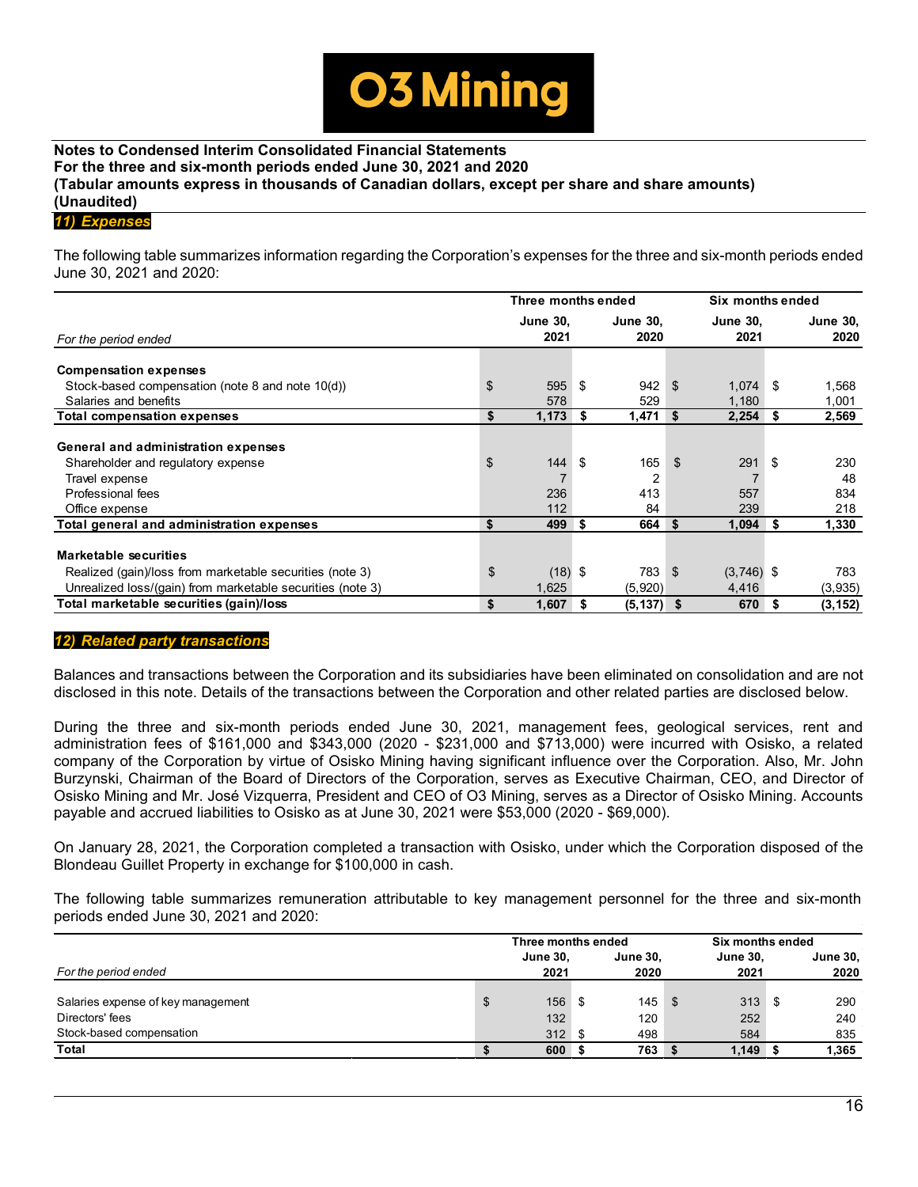**Notes to Condensed Interim Consolidated Financial Statements**
**For the three and six-month periods ended June 30, 2021 and 2020**
**(Tabular amounts express in thousands of Canadian dollars, except per share and share amounts)**
**(Unaudited)**

## *11) Expenses*

The following table summarizes information regarding the Corporation's expenses for the three and six-month periods ended June 30, 2021 and 2020:

| | Three months ended | | Six months ended | |
|---|---|---|---|---|
| *For the period ended* | **June 30, 2021** | **June 30, 2020** | **June 30, 2021** | **June 30, 2020** |
| **Compensation expenses** | | | | |
| Stock-based compensation (note 8 and note 10(d)) | $ 595 | $ 942 | $ 1,074 | $ 1,568 |
| Salaries and benefits | 578 | 529 | 1,180 | 1,001 |
| **Total compensation expenses** | **$ 1,173** | **$ 1,471** | **$ 2,254** | **$ 2,569** |
| **General and administration expenses** | | | | |
| Shareholder and regulatory expense | $ 144 | $ 165 | $ 291 | $ 230 |
| Travel expense | 7 | 2 | 7 | 48 |
| Professional fees | 236 | 413 | 557 | 834 |
| Office expense | 112 | 84 | 239 | 218 |
| **Total general and administration expenses** | **$ 499** | **$ 664** | **$ 1,094** | **$ 1,330** |
| **Marketable securities** | | | | |
| Realized (gain)/loss from marketable securities (note 3) | $ (18) | $ 783 | $ (3,746) | $ 783 |
| Unrealized loss/(gain) from marketable securities (note 3) | 1,625 | (5,920) | 4,416 | (3,935) |
| **Total marketable securities (gain)/loss** | **$ 1,607** | **$ (5,137)** | **$ 670** | **$ (3,152)** |

## *12) Related party transactions*

Balances and transactions between the Corporation and its subsidiaries have been eliminated on consolidation and are not disclosed in this note. Details of the transactions between the Corporation and other related parties are disclosed below.

During the three and six-month periods ended June 30, 2021, management fees, geological services, rent and administration fees of $161,000 and $343,000 (2020 - $231,000 and $713,000) were incurred with Osisko, a related company of the Corporation by virtue of Osisko Mining having significant influence over the Corporation. Also, Mr. John Burzynski, Chairman of the Board of Directors of the Corporation, serves as Executive Chairman, CEO, and Director of Osisko Mining and Mr. José Vizquerra, President and CEO of O3 Mining, serves as a Director of Osisko Mining. Accounts payable and accrued liabilities to Osisko as at June 30, 2021 were $53,000 (2020 - $69,000).

On January 28, 2021, the Corporation completed a transaction with Osisko, under which the Corporation disposed of the Blondeau Guillet Property in exchange for $100,000 in cash.

The following table summarizes remuneration attributable to key management personnel for the three and six-month periods ended June 30, 2021 and 2020:

| | Three months ended | | Six months ended | |
|---|---|---|---|---|
| *For the period ended* | **June 30, 2021** | **June 30, 2020** | **June 30, 2021** | **June 30, 2020** |
| Salaries expense of key management | $ 156 | $ 145 | $ 313 | $ 290 |
| Directors' fees | 132 | 120 | 252 | 240 |
| Stock-based compensation | 312 | $ 498 | 584 | 835 |
| **Total** | **$ 600** | **$ 763** | **$ 1,149** | **$ 1,365** |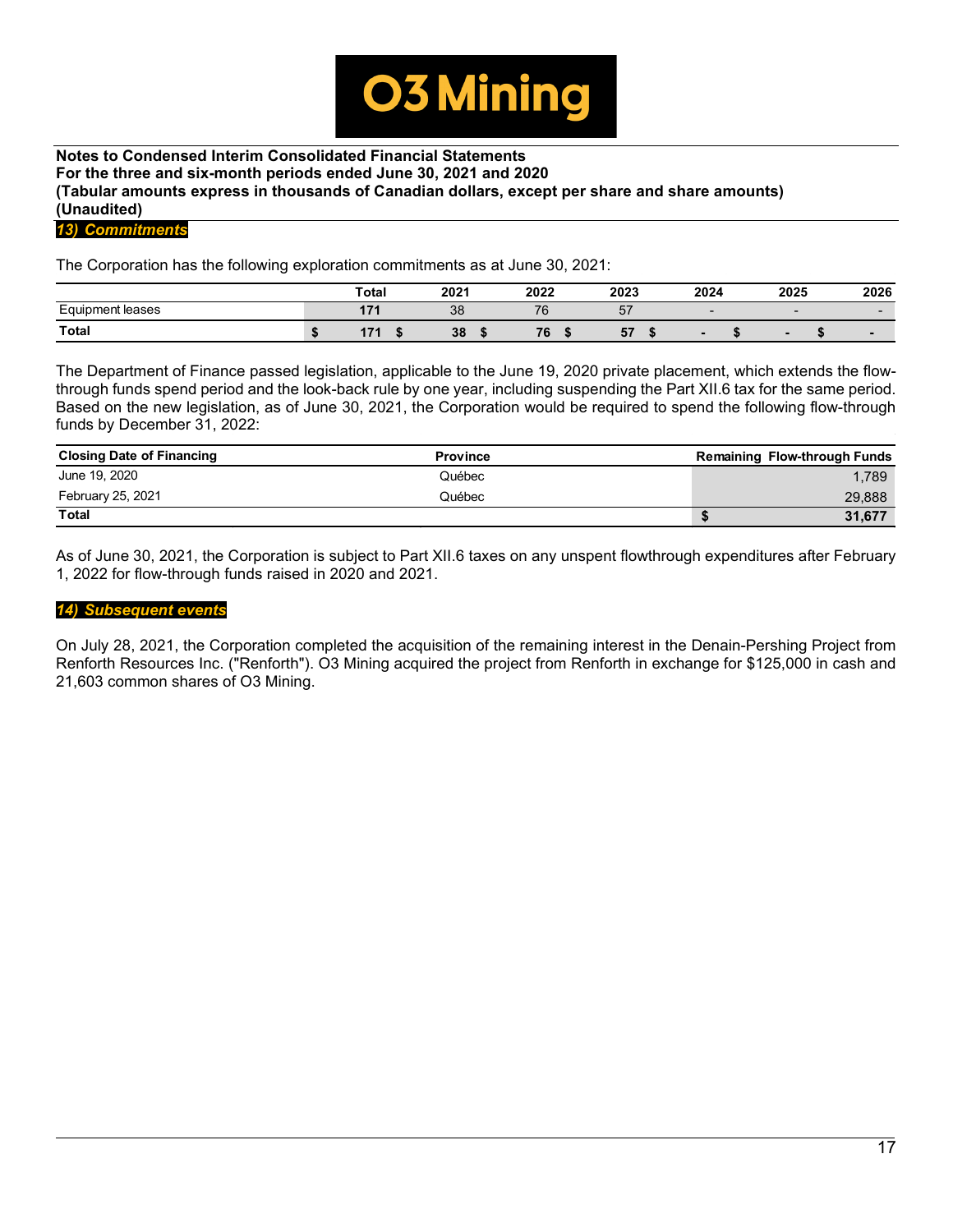## 13) Commitments

The Corporation has the following exploration commitments as at June 30, 2021:

| | Total | 2021 | 2022 | 2023 | 2024 | 2025 | 2026 |
|---|---|---|---|---|---|---|---|
| Equipment leases | 171 | 38 | 76 | 57 | - | - | - |
| **Total** | **$ 171** | **$ 38** | **$ 76** | **$ 57** | **$ -** | **$ -** | **$ -** |

The Department of Finance passed legislation, applicable to the June 19, 2020 private placement, which extends the flow-through funds spend period and the look-back rule by one year, including suspending the Part XII.6 tax for the same period. Based on the new legislation, as of June 30, 2021, the Corporation would be required to spend the following flow-through funds by December 31, 2022:

| Closing Date of Financing | Province | Remaining Flow-through Funds |
|---|---|---|
| June 19, 2020 | Québec | 1,789 |
| February 25, 2021 | Québec | 29,888 |
| **Total** | | **$ 31,677** |

As of June 30, 2021, the Corporation is subject to Part XII.6 taxes on any unspent flowthrough expenditures after February 1, 2022 for flow-through funds raised in 2020 and 2021.

## 14) Subsequent events

On July 28, 2021, the Corporation completed the acquisition of the remaining interest in the Denain-Pershing Project from Renforth Resources Inc. ("Renforth"). O3 Mining acquired the project from Renforth in exchange for $125,000 in cash and 21,603 common shares of O3 Mining.